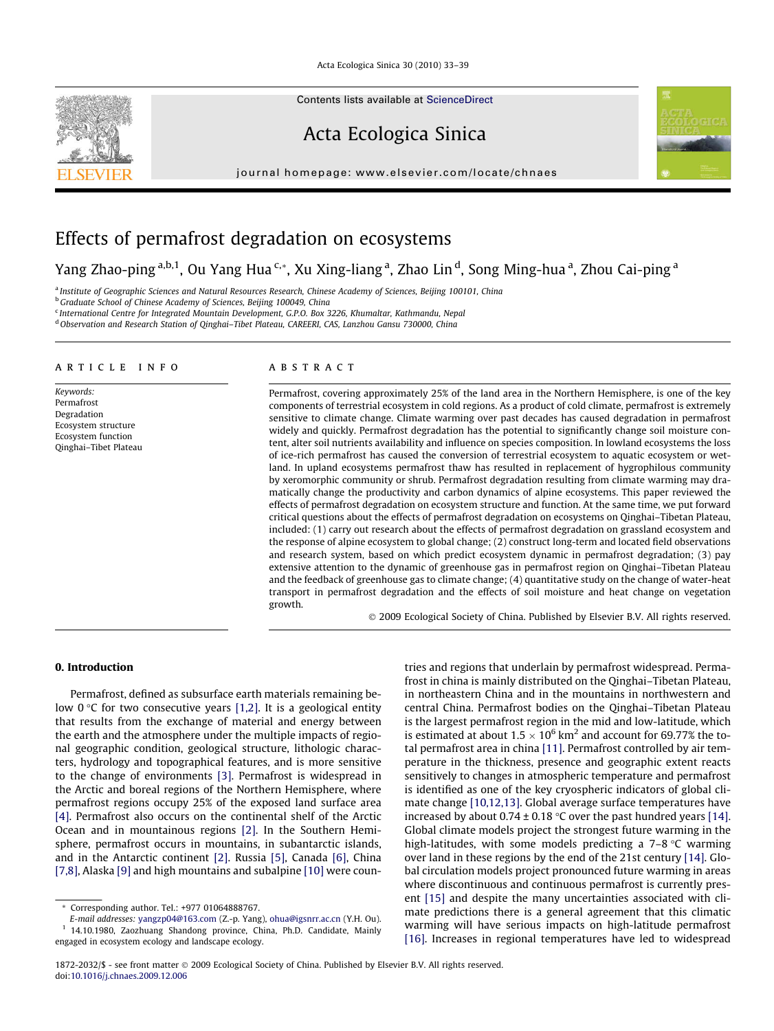# Effects of permafrost degradation on ecosystems

Yang Zhao-ping [a,b,1], Ou Yang Hua [c,*], Xu Xing-liang [a], Zhao Lin [d], Song Ming-hua [a], Zhou Cai-ping [a]

[a] Institute of Geographic Sciences and Natural Resources Research, Chinese Academy of Sciences, Beijing 100101, China
[b] Graduate School of Chinese Academy of Sciences, Beijing 100049, China
[c] International Centre for Integrated Mountain Development, G.P.O. Box 3226, Khumaltar, Kathmandu, Nepal
[d] Observation and Research Station of Qinghai–Tibet Plateau, CAREERI, CAS, Lanzhou Gansu 730000, China

## ARTICLE INFO

*Keywords:*
Permafrost
Degradation
Ecosystem structure
Ecosystem function
Qinghai–Tibet Plateau

## ABSTRACT

Permafrost, covering approximately 25% of the land area in the Northern Hemisphere, is one of the key components of terrestrial ecosystem in cold regions. As a product of cold climate, permafrost is extremely sensitive to climate change. Climate warming over past decades has caused degradation in permafrost widely and quickly. Permafrost degradation has the potential to significantly change soil moisture content, alter soil nutrients availability and influence on species composition. In lowland ecosystems the loss of ice-rich permafrost has caused the conversion of terrestrial ecosystem to aquatic ecosystem or wetland. In upland ecosystems permafrost thaw has resulted in replacement of hygrophilous community by xeromorphic community or shrub. Permafrost degradation resulting from climate warming may dramatically change the productivity and carbon dynamics of alpine ecosystems. This paper reviewed the effects of permafrost degradation on ecosystem structure and function. At the same time, we put forward critical questions about the effects of permafrost degradation on ecosystems on Qinghai–Tibetan Plateau, included: (1) carry out research about the effects of permafrost degradation on grassland ecosystem and the response of alpine ecosystem to global change; (2) construct long-term and located field observations and research system, based on which predict ecosystem dynamic in permafrost degradation; (3) pay extensive attention to the dynamic of greenhouse gas in permafrost region on Qinghai–Tibetan Plateau and the feedback of greenhouse gas to climate change; (4) quantitative study on the change of water-heat transport in permafrost degradation and the effects of soil moisture and heat change on vegetation growth.

© 2009 Ecological Society of China. Published by Elsevier B.V. All rights reserved.

## 0. Introduction

Permafrost, defined as subsurface earth materials remaining below 0 °C for two consecutive years [1,2]. It is a geological entity that results from the exchange of material and energy between the earth and the atmosphere under the multiple impacts of regional geographic condition, geological structure, lithologic characters, hydrology and topographical features, and is more sensitive to the change of environments [3]. Permafrost is widespread in the Arctic and boreal regions of the Northern Hemisphere, where permafrost regions occupy 25% of the exposed land surface area [4]. Permafrost also occurs on the continental shelf of the Arctic Ocean and in mountainous regions [2]. In the Southern Hemisphere, permafrost occurs in mountains, in subantarctic islands, and in the Antarctic continent [2]. Russia [5], Canada [6], China [7,8], Alaska [9] and high mountains and subalpine [10] were countries and regions that underlain by permafrost widespread. Permafrost in china is mainly distributed on the Qinghai–Tibet Plateau, in northeastern China and in the mountains in northwestern and central China. Permafrost bodies on the Qinghai–Tibet Plateau is the largest permafrost region in the mid and low-latitude, which is estimated at about $1.5 \times 10^6$ km$^2$ and account for 69.77% the total permafrost area in china [11]. Permafrost controlled by air temperature in the thickness, presence and geographic extent reacts sensitively to changes in atmospheric temperature and permafrost is identified as one of the key cryospheric indicators of global climate change [10,12,13]. Global average surface temperatures have increased by about 0.74 ± 0.18 °C over the past hundred years [14]. Global climate models project the strongest future warming in the high-latitudes, with some models predicting a 7–8 °C warming over land in these regions by the end of the 21st century [14]. Global circulation models project pronounced future warming in areas where discontinuous and continuous permafrost is currently present [15] and despite the many uncertainties associated with climate predictions there is a general agreement that this climatic warming will have serious impacts on high-latitude permafrost [16]. Increases in regional temperatures have led to widespread

---

\* Corresponding author. Tel.: +977 01064888767.
E-mail addresses: yangzp04@163.com (Z.-p. Yang), ohua@igsnrr.ac.cn (Y.H. Ou).
[1] 14.10.1980, Zaozhuang Shandong province, China, Ph.D. Candidate, Mainly engaged in ecosystem ecology and landscape ecology.

1872-2032/$ - see front matter © 2009 Ecological Society of China. Published by Elsevier B.V. All rights reserved.
doi:10.1016/j.chnaes.2009.12.006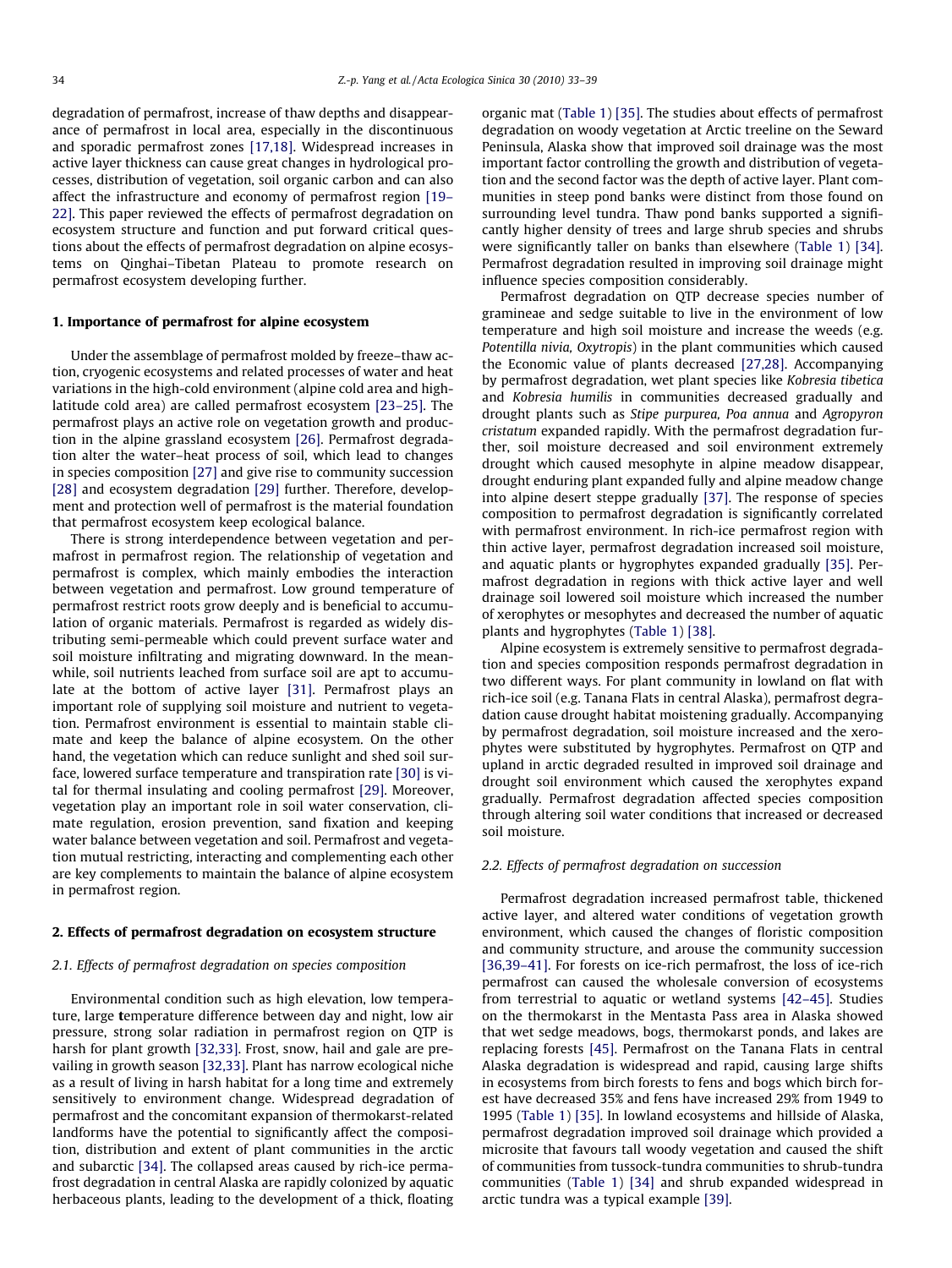degradation of permafrost, increase of thaw depths and disappearance of permafrost in local area, especially in the discontinuous and sporadic permafrost zones [17,18]. Widespread increases in active layer thickness can cause great changes in hydrological processes, distribution of vegetation, soil organic carbon and can also affect the infrastructure and economy of permafrost region [19–22]. This paper reviewed the effects of permafrost degradation on ecosystem structure and function and put forward critical questions about the effects of permafrost degradation on alpine ecosystems on Qinghai–Tibetan Plateau to promote research on permafrost ecosystem developing further.

## 1. Importance of permafrost for alpine ecosystem

Under the assemblage of permafrost molded by freeze–thaw action, cryogenic ecosystems and related processes of water and heat variations in the high-cold environment (alpine cold area and high-latitude cold area) are called permafrost ecosystem [23–25]. The permafrost plays an active role on vegetation growth and production in the alpine grassland ecosystem [26]. Permafrost degradation alter the water–heat process of soil, which lead to changes in species composition [27] and give rise to community succession [28] and ecosystem degradation [29] further. Therefore, development and protection well of permafrost is the material foundation that permafrost ecosystem keep ecological balance.

There is strong interdependence between vegetation and permafrost in permafrost region. The relationship of vegetation and permafrost is complex, which mainly embodies the interaction between vegetation and permafrost. Low ground temperature of permafrost restrict roots grow deeply and is beneficial to accumulation of organic materials. Permafrost is regarded as widely distributing semi-permeable which could prevent surface water and soil moisture infiltrating and migrating downward. In the meanwhile, soil nutrients leached from surface soil are apt to accumulate at the bottom of active layer [31]. Permafrost plays an important role of supplying soil moisture and nutrient to vegetation. Permafrost environment is essential to maintain stable climate and keep the balance of alpine ecosystem. On the other hand, the vegetation which can reduce sunlight and shed soil surface, lowered surface temperature and transpiration rate [30] is vital for thermal insulating and cooling permafrost [29]. Moreover, vegetation play an important role in soil water conservation, climate regulation, erosion prevention, sand fixation and keeping water balance between vegetation and soil. Permafrost and vegetation mutual restricting, interacting and complementing each other are key complements to maintain the balance of alpine ecosystem in permafrost region.

## 2. Effects of permafrost degradation on ecosystem structure

### 2.1. Effects of permafrost degradation on species composition

Environmental condition such as high elevation, low temperature, large temperature difference between day and night, low air pressure, strong solar radiation in permafrost region on QTP is harsh for plant growth [32,33]. Frost, snow, hail and gale are prevailing in growth season [32,33]. Plant has narrow ecological niche as a result of living in harsh habitat for a long time and extremely sensitively to environment change. Widespread degradation of permafrost and the concomitant expansion of thermokarst-related landforms have the potential to significantly affect the composition, distribution and extent of plant communities in the arctic and subarctic [34]. The collapsed areas caused by rich-ice permafrost degradation in central Alaska are rapidly colonized by aquatic herbaceous plants, leading to the development of a thick, floating organic mat (Table 1) [35]. The studies about effects of permafrost degradation on woody vegetation at Arctic treeline on the Seward Peninsula, Alaska show that improved soil drainage was the most important factor controlling the growth and distribution of vegetation and the second factor was the depth of active layer. Plant communities in steep pond banks were distinct from those found on surrounding level tundra. Thaw pond banks supported a significantly higher density of trees and large shrub species and shrubs were significantly taller on banks than elsewhere (Table 1) [34]. Permafrost degradation resulted in improving soil drainage might influence species composition considerably.

Permafrost degradation on QTP decrease species number of gramineae and sedge suitable to live in the environment of low temperature and high soil moisture and increase the weeds (e.g. *Potentilla nivia, Oxytropis*) in the plant communities which caused the Economic value of plants decreased [27,28]. Accompanying by permafrost degradation, wet plant species like *Kobresia tibetica* and *Kobresia humilis* in communities decreased gradually and drought plants such as *Stipe purpurea, Poa annua* and *Agropyron cristatum* expanded rapidly. With the permafrost degradation further, soil moisture decreased and soil environment extremely drought which caused mesophyte in alpine meadow disappear, drought enduring plant expanded fully and alpine meadow change into alpine desert steppe gradually [37]. The response of species composition to permafrost degradation is significantly correlated with permafrost environment. In rich-ice permafrost region with thin active layer, permafrost degradation increased soil moisture, and aquatic plants or hygrophytes expanded gradually [35]. Permafrost degradation in regions with thick active layer and well drainage soil lowered soil moisture which increased the number of xerophytes or mesophytes and decreased the number of aquatic plants and hygrophytes (Table 1) [38].

Alpine ecosystem is extremely sensitive to permafrost degradation and species composition responds permafrost degradation in two different ways. For plant community in lowland on flat with rich-ice soil (e.g. Tanana Flats in central Alaska), permafrost degradation cause drought habitat moistening gradually. Accompanying by permafrost degradation, soil moisture increased and the xerophytes were substituted by hygrophytes. Permafrost on QTP and upland in arctic degraded resulted in improved soil drainage and drought soil environment which caused the xerophytes expand gradually. Permafrost degradation affected species composition through altering soil water conditions that increased or decreased soil moisture.

### 2.2. Effects of permafrost degradation on succession

Permafrost degradation increased permafrost table, thickened active layer, and altered water conditions of vegetation growth environment, which caused the changes of floristic composition and community structure, and arouse the community succession [36,39–41]. For forests on ice-rich permafrost, the loss of ice-rich permafrost can caused the wholesale conversion of ecosystems from terrestrial to aquatic or wetland systems [42–45]. Studies on the thermokarst in the Mentasta Pass area in Alaska showed that wet sedge meadows, bogs, thermokarst ponds, and lakes are replacing forests [45]. Permafrost on the Tanana Flats in central Alaska degradation is widespread and rapid, causing large shifts in ecosystems from birch forests to fens and bogs which birch forest have decreased 35% and fens have increased 29% from 1949 to 1995 (Table 1) [35]. In lowland ecosystems and hillside of Alaska, permafrost degradation improved soil drainage which provided a microsite that favours tall woody vegetation and caused the shift of communities from tussock-tundra communities to shrub-tundra communities (Table 1) [34] and shrub expanded widespread in arctic tundra was a typical example [39].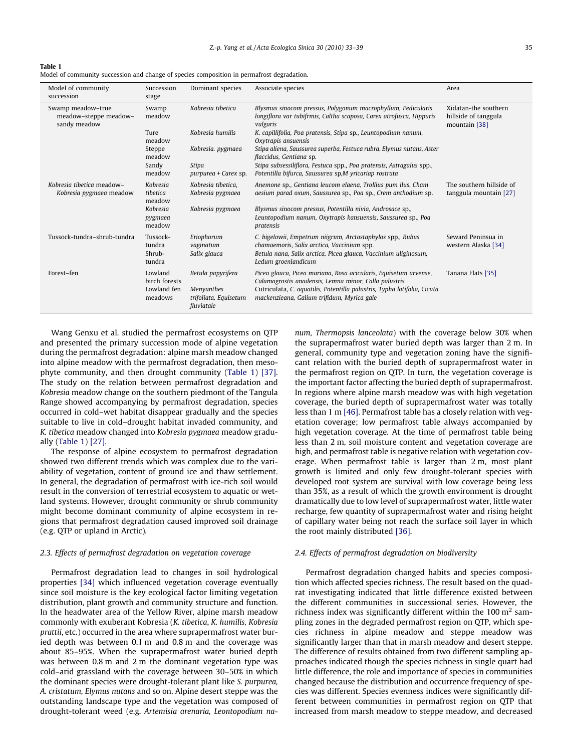**Table 1**
Model of community succession and change of species composition in permafrost degradation.

| Model of community succession | Succession stage | Dominant species | Associate species | Area |
|---|---|---|---|---|
| Swamp meadow–true meadow–steppe meadow–sandy meadow | Swamp meadow | *Kobresia tibetica* | *Blysmus sinocom pressus, Polygonum macrophyllum, Pedicularis longiflora var tubifrmis, Caltha scaposa, Carex atrofusca, Hippuris vulgaris* | Xidatan-the southern hillside of tanggula mountain [38] |
| | Ture meadow | *Kobresia humilis* | *K. capillifolia, Poa pratensis, Stipa* sp., *Leuntopodium nanum, Oxytrapis ansuensis* | |
| | Steppe meadow | *Kobresia. pygmaea* | *Stipa aliena, Saussurea superba, Festuca rubra, Elymus nutans, Aster flaccidus, Gentiana* sp. | |
| | Sandy meadow | *Stipa purpurea* + *Carex* sp. | *Stipa subsessiliflora, Festuca* spp., *Poa pratensis, Astragalus* spp., *Potentilla bifurca, Saussurea* sp,*M yricariap rostrata* | |
| *Kobresia tibetica* meadow–*Kobresia pygmaea* meadow | *Kobresia tibetica* meadow | *Kobresia tibetica, Kobresia pygmaea* | *Anemone* sp., *Gentiana leucom elaena, Trollius pum ilus, Cham aesium parad oxum, Saussurea* sp., *Poa* sp., *Crem anthodium* sp. | The southern hillside of tanggula mountain [27] |
| | *Kobresia pygmaea* meadow | *Kobresia pygmaea* | *Blysmus sinocom pressus, Potentilla nivia, Androsace* sp., *Leuntopodium nanum, Oxytrapis kansuensis, Saussurea* sp., *Poa pratensis* | |
| Tussock-tundra–shrub-tundra | Tussock-tundra | *Eriophorum vaginatum* | *C. bigelowii, Empetrum niigrum, Arctostaphylos* spp., *Rubus chamaemoris, Salix arctica, Vaccinium* spp. | Seward Peninsua in western Alaska [34] |
| | Shrub-tundra | *Salix glauca* | *Betula nana, Salix arctica, Picea glauca, Vaccinium uliginosum, Ledum groenlandicum* | |
| Forest–fen | Lowland birch forests | *Betula papyrifera* | *Picea glauca, Picea mariana, Rosa acicularis, Equisetum arvense, Calamagrostis anadensis, Lemna minor, Calla palustris* | Tanana Flats [35] |
| | Lowland fen meadows | *Menyanthes trifoliata, Equisetum fluviatale* | *Cutriculata, C. aquatilis, Potentilla palustris, Typha latifolia, Cicuta mackenzieana, Galium trifidum, Myrica gale* | |

Wang Genxu et al. studied the permafrost ecosystems on QTP and presented the primary succession mode of alpine vegetation during the permafrost degradation: alpine marsh meadow changed into alpine meadow with the permafrost degradation, then mesophyte community, and then drought community (Table 1) [37]. The study on the relation between permafrost degradation and *Kobresia* meadow change on the southern piedmont of the Tangula Range showed accompanying by permafrost degradation, species occurred in cold–wet habitat disappear gradually and the species suitable to live in cold–drought habitat invaded community, and *K. tibetica* meadow changed into *Kobresia pygmaea* meadow gradually (Table 1) [27].

The response of alpine ecosystem to permafrost degradation showed two different trends which was complex due to the variability of vegetation, content of ground ice and thaw settlement. In general, the degradation of permafrost with ice-rich soil would result in the conversion of terrestrial ecosystem to aquatic or wetland systems. However, drought community or shrub community might become dominant community of alpine ecosystem in regions that permafrost degradation caused improved soil drainage (e.g. QTP or upland in Arctic).

### 2.3. Effects of permafrost degradation on vegetation coverage

Permafrost degradation lead to changes in soil hydrological properties [34] which influenced vegetation coverage eventually since soil moisture is the key ecological factor limiting vegetation distribution, plant growth and community structure and function. In the headwater area of the Yellow River, alpine marsh meadow commonly with exuberant Kobresia (*K. tibetica, K. humilis, Kobresia prattii*, etc.) occurred in the area where suprapermafrost water buried depth was between 0.1 m and 0.8 m and the coverage was about 85–95%. When the suprapermafrost water buried depth was between 0.8 m and 2 m the dominant vegetation type was cold–arid grassland with the coverage between 30–50% in which the dominant species were drought-tolerant plant like *S. purpurea, A. cristatum, Elymus nutans* and so on. Alpine desert steppe was the outstanding landscape type and the vegetation was composed of drought-tolerant weed (e.g. *Artemisia arenaria, Leontopodium nanum, Thermopsis lanceolata*) with the coverage below 30% when the suprapermafrost water buried depth was larger than 2 m. In general, community type and vegetation zoning have the significant relation with the buried depth of suprapermafrost water in the permafrost region on QTP. In turn, the vegetation coverage is the important factor affecting the buried depth of suprapermafrost. In regions where alpine marsh meadow was with high vegetation coverage, the buried depth of suprapermafrost water was totally less than 1 m [46]. Permafrost table has a closely relation with vegetation coverage; low permafrost table always accompanied by high vegetation coverage. At the time of permafrost table being less than 2 m, soil moisture content and vegetation coverage are high, and permafrost table is negative relation with vegetation coverage. When permafrost table is larger than 2 m, most plant growth is limited and only few drought-tolerant species with developed root system are survival with low coverage being less than 35%, as a result of which the growth environment is drought dramatically due to low level of suprapermafrost water, little water recharge, few quantity of suprapermafrost water and rising height of capillary water being not reach the surface soil layer in which the root mainly distributed [36].

### 2.4. Effects of permafrost degradation on biodiversity

Permafrost degradation changed habits and species composition which affected species richness. The result based on the quadrat investigating indicated that little difference existed between the different communities in successional series. However, the richness index was significantly different within the 100 m$^2$ sampling zones in the degraded permafrost region on QTP, which species richness in alpine meadow and steppe meadow was significantly larger than that in marsh meadow and desert steppe. The difference of results obtained from two different sampling approaches indicated though the species richness in single quart had little difference, the role and importance of species in communities changed because the distribution and occurrence frequency of species was different. Species evenness indices were significantly different between communities in permafrost region on QTP that increased from marsh meadow to steppe meadow, and decreased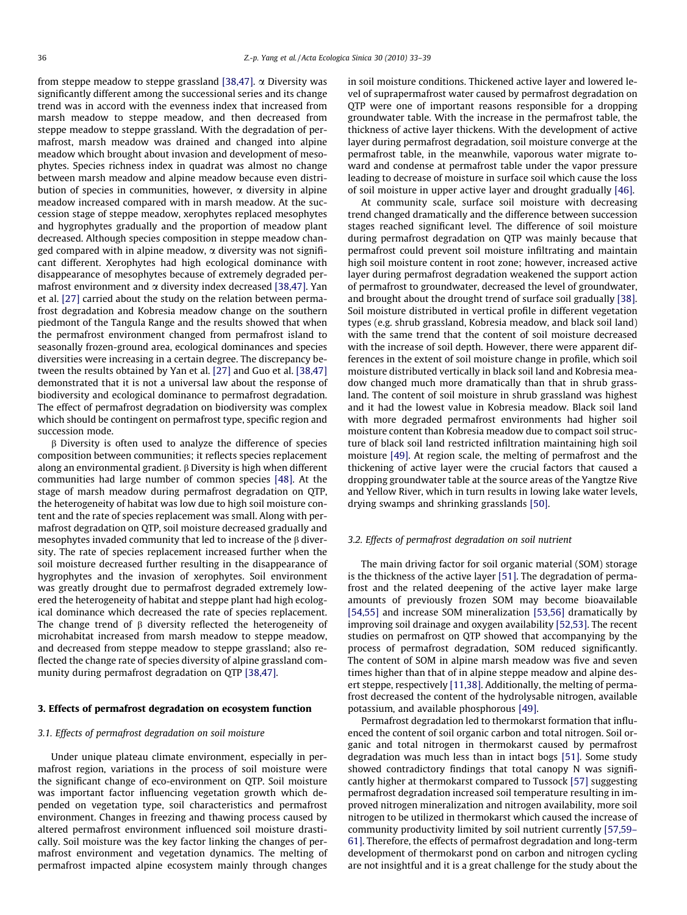from steppe meadow to steppe grassland [38,47]. α Diversity was significantly different among the successional series and its change trend was in accord with the evenness index that increased from marsh meadow to steppe meadow, and then decreased from steppe meadow to steppe grassland. With the degradation of permafrost, marsh meadow was drained and changed into alpine meadow which brought about invasion and development of mesophytes. Species richness index in quadrat was almost no change between marsh meadow and alpine meadow because even distribution of species in communities, however, α diversity in alpine meadow increased compared with in marsh meadow. At the succession stage of steppe meadow, xerophytes replaced mesophytes and hygrophytes gradually and the proportion of meadow plant decreased. Although species composition in steppe meadow changed compared with in alpine meadow, α diversity was not significant different. Xerophytes had high ecological dominance with disappearance of mesophytes because of extremely degraded permafrost environment and α diversity index decreased [38,47]. Yan et al. [27] carried about the study on the relation between permafrost degradation and Kobresia meadow change on the southern piedmont of the Tangula Range and the results showed that when the permafrost environment changed from permafrost island to seasonally frozen-ground area, ecological dominances and species diversities were increasing in a certain degree. The discrepancy between the results obtained by Yan et al. [27] and Guo et al. [38,47] demonstrated that it is not a universal law about the response of biodiversity and ecological dominance to permafrost degradation. The effect of permafrost degradation on biodiversity was complex which should be contingent on permafrost type, specific region and succession mode.

β Diversity is often used to analyze the difference of species composition between communities; it reflects species replacement along an environmental gradient. β Diversity is high when different communities had large number of common species [48]. At the stage of marsh meadow during permafrost degradation on QTP, the heterogeneity of habitat was low due to high soil moisture content and the rate of species replacement was small. Along with permafrost degradation on QTP, soil moisture decreased gradually and mesophytes invaded community that led to increase of the β diversity. The rate of species replacement increased further when the soil moisture decreased further resulting in the disappearance of hygrophytes and the invasion of xerophytes. Soil environment was greatly drought due to permafrost degraded extremely lowered the heterogeneity of habitat and steppe plant had high ecological dominance which decreased the rate of species replacement. The change trend of β diversity reflected the heterogeneity of microhabitat increased from marsh meadow to steppe meadow, and decreased from steppe meadow to steppe grassland; also reflected the change rate of species diversity of alpine grassland community during permafrost degradation on QTP [38,47].

## 3. Effects of permafrost degradation on ecosystem function

### 3.1. Effects of permafrost degradation on soil moisture

Under unique plateau climate environment, especially in permafrost region, variations in the process of soil moisture were the significant change of eco-environment on QTP. Soil moisture was important factor influencing vegetation growth which depended on vegetation type, soil characteristics and permafrost environment. Changes in freezing and thawing process caused by altered permafrost environment influenced soil moisture drastically. Soil moisture was the key factor linking the changes of permafrost environment and vegetation dynamics. The melting of permafrost impacted alpine ecosystem mainly through changes in soil moisture conditions. Thickened active layer and lowered level of suprapermafrost water caused by permafrost degradation on QTP were one of important reasons responsible for a dropping groundwater table. With the increase in the permafrost table, the thickness of active layer thickens. With the development of active layer during permafrost degradation, soil moisture converge at the permafrost table, in the meanwhile, vaporous water migrate toward and condense at permafrost table under the vapor pressure leading to decrease of moisture in surface soil which cause the loss of soil moisture in upper active layer and drought gradually [46].

At community scale, surface soil moisture with decreasing trend changed dramatically and the difference between succession stages reached significant level. The difference of soil moisture during permafrost degradation on QTP was mainly because that permafrost could prevent soil moisture infiltrating and maintain high soil moisture content in root zone; however, increased active layer during permafrost degradation weakened the support action of permafrost to groundwater, decreased the level of groundwater, and brought about the drought trend of surface soil gradually [38]. Soil moisture distributed in vertical profile in different vegetation types (e.g. shrub grassland, Kobresia meadow, and black soil land) with the same trend that the content of soil moisture decreased with the increase of soil depth. However, there were apparent differences in the extent of soil moisture change in profile, which soil moisture distributed vertically in black soil land and Kobresia meadow changed much more dramatically than that in shrub grassland. The content of soil moisture in shrub grassland was highest and it had the lowest value in Kobresia meadow. Black soil land with more degraded permafrost environments had higher soil moisture content than Kobresia meadow due to compact soil structure of black soil land restricted infiltration maintaining high soil moisture [49]. At region scale, the melting of permafrost and the thickening of active layer were the crucial factors that caused a dropping groundwater table at the source areas of the Yangtze Rive and Yellow River, which in turn results in lowing lake water levels, drying swamps and shrinking grasslands [50].

### 3.2. Effects of permafrost degradation on soil nutrient

The main driving factor for soil organic material (SOM) storage is the thickness of the active layer [51]. The degradation of permafrost and the related deepening of the active layer make large amounts of previously frozen SOM may become bioavailable [54,55] and increase SOM mineralization [53,56] dramatically by improving soil drainage and oxygen availability [52,53]. The recent studies on permafrost on QTP showed that accompanying by the process of permafrost degradation, SOM reduced significantly. The content of SOM in alpine marsh meadow was five and seven times higher than that of in alpine steppe meadow and alpine desert steppe, respectively [11,38]. Additionally, the melting of permafrost decreased the content of the hydrolysable nitrogen, available potassium, and available phosphorous [49].

Permafrost degradation led to thermokarst formation that influenced the content of soil organic carbon and total nitrogen. Soil organic and total nitrogen in thermokarst caused by permafrost degradation was much less than in intact bogs [51]. Some study showed contradictory findings that total canopy N was significantly higher at thermokarst compared to Tussock [57] suggesting permafrost degradation increased soil temperature resulting in improved nitrogen mineralization and nitrogen availability, more soil nitrogen to be utilized in thermokarst which caused the increase of community productivity limited by soil nutrient currently [57,59–61]. Therefore, the effects of permafrost degradation and long-term development of thermokarst pond on carbon and nitrogen cycling are not insightful and it is a great challenge for the study about the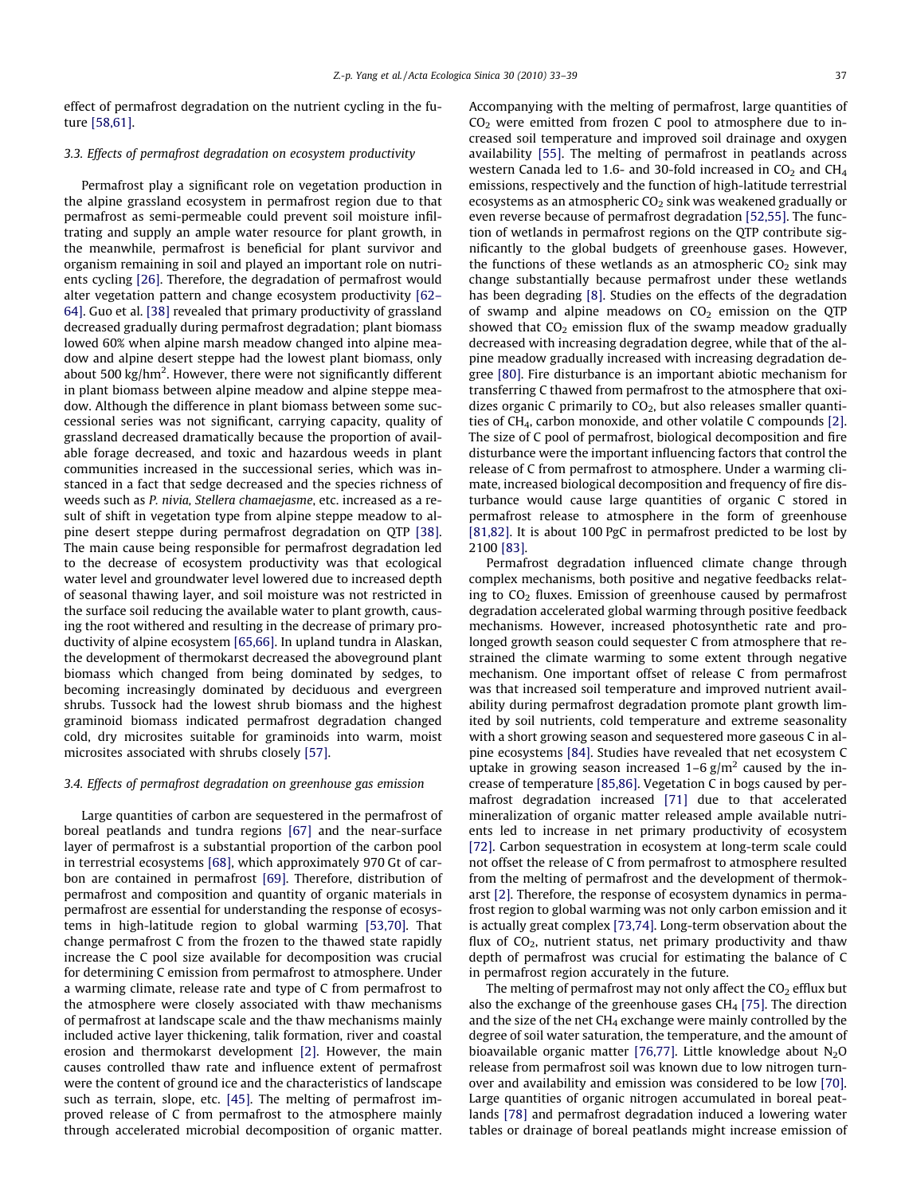effect of permafrost degradation on the nutrient cycling in the future [58,61].

### 3.3. Effects of permafrost degradation on ecosystem productivity

Permafrost play a significant role on vegetation production in the alpine grassland ecosystem in permafrost region due to that permafrost as semi-permeable could prevent soil moisture infiltrating and supply an ample water resource for plant growth, in the meanwhile, permafrost is beneficial for plant survivor and organism remaining in soil and played an important role on nutrients cycling [26]. Therefore, the degradation of permafrost would alter vegetation pattern and change ecosystem productivity [62–64]. Guo et al. [38] revealed that primary productivity of grassland decreased gradually during permafrost degradation; plant biomass lowed 60% when alpine marsh meadow changed into alpine meadow and alpine desert steppe had the lowest plant biomass, only about 500 $kg/hm^2$. However, there were not significantly different in plant biomass between alpine meadow and alpine steppe meadow. Although the difference in plant biomass between some successional series was not significant, carrying capacity, quality of grassland decreased dramatically because the proportion of available forage decreased, and toxic and hazardous weeds in plant communities increased in the successional series, which was instanced in a fact that sedge decreased and the species richness of weeds such as *P. nivia*, *Stellera chamaejasme*, etc. increased as a result of shift in vegetation type from alpine steppe meadow to alpine desert steppe during permafrost degradation on QTP [38]. The main cause being responsible for permafrost degradation led to the decrease of ecosystem productivity was that ecological water level and groundwater level lowered due to increased depth of seasonal thawing layer, and soil moisture was not restricted in the surface soil reducing the available water to plant growth, causing the root withered and resulting in the decrease of primary productivity of alpine ecosystem [65,66]. In upland tundra in Alaskan, the development of thermokarst decreased the aboveground plant biomass which changed from being dominated by sedges, to becoming increasingly dominated by deciduous and evergreen shrubs. Tussock had the lowest shrub biomass and the highest graminoid biomass indicated permafrost degradation changed cold, dry microsites suitable for graminoids into warm, moist microsites associated with shrubs closely [57].

### 3.4. Effects of permafrost degradation on greenhouse gas emission

Large quantities of carbon are sequestered in the permafrost of boreal peatlands and tundra regions [67] and the near-surface layer of permafrost is a substantial proportion of the carbon pool in terrestrial ecosystems [68], which approximately 970 Gt of carbon are contained in permafrost [69]. Therefore, distribution of permafrost and composition and quantity of organic materials in permafrost are essential for understanding the response of ecosystems in high-latitude region to global warming [53,70]. That change permafrost C from the frozen to the thawed state rapidly increase the C pool size available for decomposition was crucial for determining C emission from permafrost to atmosphere. Under a warming climate, release rate and type of C from permafrost to the atmosphere were closely associated with thaw mechanisms of permafrost at landscape scale and the thaw mechanisms mainly included active layer thickening, talik formation, river and coastal erosion and thermokarst development [2]. However, the main causes controlled thaw rate and influence extent of permafrost were the content of ground ice and the characteristics of landscape such as terrain, slope, etc. [45]. The melting of permafrost improved release of C from permafrost to the atmosphere mainly through accelerated microbial decomposition of organic matter. Accompanying with the melting of permafrost, large quantities of $CO_2$ were emitted from frozen C pool to atmosphere due to increased soil temperature and improved soil drainage and oxygen availability [55]. The melting of permafrost in peatlands across western Canada led to 1.6- and 30-fold increased in $CO_2$ and $CH_4$ emissions, respectively and the function of high-latitude terrestrial ecosystems as an atmospheric $CO_2$ sink was weakened gradually or even reverse because of permafrost degradation [52,55]. The function of wetlands in permafrost regions on the QTP contribute significantly to the global budgets of greenhouse gases. However, the functions of these wetlands as an atmospheric $CO_2$ sink may change substantially because permafrost under these wetlands has been degrading [8]. Studies on the effects of the degradation of swamp and alpine meadows on $CO_2$ emission on the QTP showed that $CO_2$ emission flux of the swamp meadow gradually decreased with increasing degradation degree, while that of the alpine meadow gradually increased with increasing degradation degree [80]. Fire disturbance is an important abiotic mechanism for transferring C thawed from permafrost to the atmosphere that oxidizes organic C primarily to $CO_2$, but also releases smaller quantities of $CH_4$, carbon monoxide, and other volatile C compounds [2]. The size of C pool of permafrost, biological decomposition and fire disturbance were the important influencing factors that control the release of C from permafrost to atmosphere. Under a warming climate, increased biological decomposition and frequency of fire disturbance would cause large quantities of organic C stored in permafrost release to atmosphere in the form of greenhouse [81,82]. It is about 100 PgC in permafrost predicted to be lost by 2100 [83].

Permafrost degradation influenced climate change through complex mechanisms, both positive and negative feedbacks relating to $CO_2$ fluxes. Emission of greenhouse caused by permafrost degradation accelerated global warming through positive feedback mechanisms. However, increased photosynthetic rate and prolonged growth season could sequester C from atmosphere that restrained the climate warming to some extent through negative mechanism. One important offset of release C from permafrost was that increased soil temperature and improved nutrient availability during permafrost degradation promote plant growth limited by soil nutrients, cold temperature and extreme seasonality with a short growing season and sequestered more gaseous C in alpine ecosystems [84]. Studies have revealed that net ecosystem C uptake in growing season increased 1–6 $g/m^2$ caused by the increase of temperature [85,86]. Vegetation C in bogs caused by permafrost degradation increased [71] due to that accelerated mineralization of organic matter released ample available nutrients led to increase in net primary productivity of ecosystem [72]. Carbon sequestration in ecosystem at long-term scale could not offset the release of C from permafrost to atmosphere resulted from the melting of permafrost and the development of thermokarst [2]. Therefore, the response of ecosystem dynamics in permafrost region to global warming was not only carbon emission and it is actually great complex [73,74]. Long-term observation about the flux of $CO_2$, nutrient status, net primary productivity and thaw depth of permafrost was crucial for estimating the balance of C in permafrost region accurately in the future.

The melting of permafrost may not only affect the $CO_2$ efflux but also the exchange of the greenhouse gases $CH_4$ [75]. The direction and the size of the net $CH_4$ exchange were mainly controlled by the degree of soil water saturation, the temperature, and the amount of bioavailable organic matter [76,77]. Little knowledge about $N_2O$ release from permafrost soil was known due to low nitrogen turnover and availability and emission was considered to be low [70]. Large quantities of organic nitrogen accumulated in boreal peatlands [78] and permafrost degradation induced a lowering water tables or drainage of boreal peatlands might increase emission of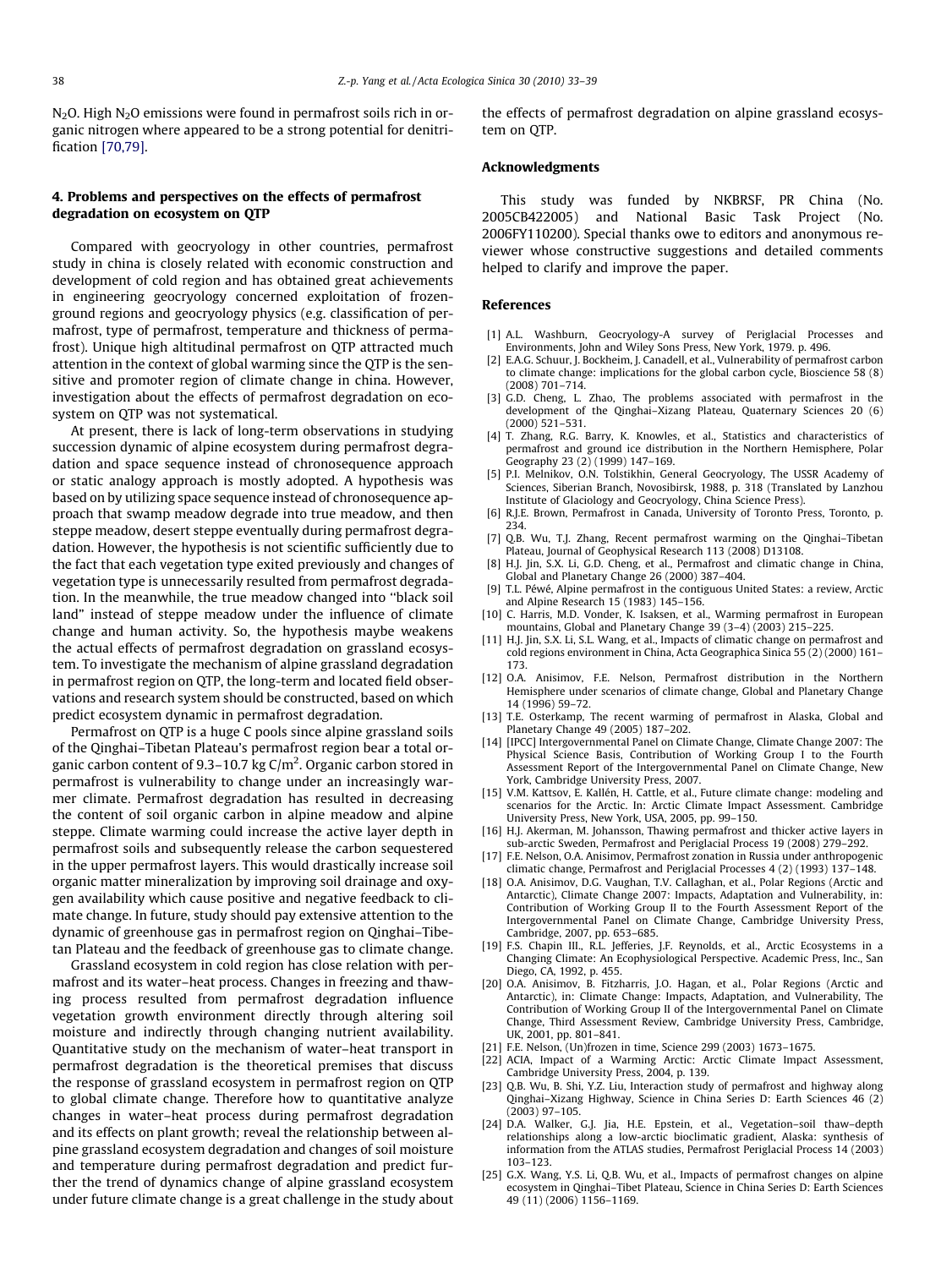$N_2O$. High $N_2O$ emissions were found in permafrost soils rich in organic nitrogen where appeared to be a strong potential for denitrification [70,79].

## 4. Problems and perspectives on the effects of permafrost degradation on ecosystem on QTP

Compared with geocryology in other countries, permafrost study in china is closely related with economic construction and development of cold region and has obtained great achievements in engineering geocryology concerned exploitation of frozen-ground regions and geocryology physics (e.g. classification of permafrost, type of permafrost, temperature and thickness of permafrost). Unique high altitudinal permafrost on QTP attracted much attention in the context of global warming since the QTP is the sensitive and promoter region of climate change in china. However, investigation about the effects of permafrost degradation on ecosystem on QTP was not systematical.

At present, there is lack of long-term observations in studying succession dynamic of alpine ecosystem during permafrost degradation and space sequence instead of chronosequence approach or static analogy approach is mostly adopted. A hypothesis was based on by utilizing space sequence instead of chronosequence approach that swamp meadow degrade into true meadow, and then steppe meadow, desert steppe eventually during permafrost degradation. However, the hypothesis is not scientific sufficiently due to the fact that each vegetation type exited previously and changes of vegetation type is unnecessarily resulted from permafrost degradation. In the meanwhile, the true meadow changed into "black soil land" instead of steppe meadow under the influence of climate change and human activity. So, the hypothesis maybe weakens the actual effects of permafrost degradation on grassland ecosystem. To investigate the mechanism of alpine grassland degradation in permafrost region on QTP, the long-term and located field observations and research system should be constructed, based on which predict ecosystem dynamic in permafrost degradation.

Permafrost on QTP is a huge C pools since alpine grassland soils of the Qinghai–Tibetan Plateau's permafrost region bear a total organic carbon content of 9.3–10.7 kg C/m$^2$. Organic carbon stored in permafrost is vulnerability to change under an increasingly warmer climate. Permafrost degradation has resulted in decreasing the content of soil organic carbon in alpine meadow and alpine steppe. Climate warming could increase the active layer depth in permafrost soils and subsequently release the carbon sequestered in the upper permafrost layers. This would drastically increase soil organic matter mineralization by improving soil drainage and oxygen availability which cause positive and negative feedback to climate change. In future, study should pay extensive attention to the dynamic of greenhouse gas in permafrost region on Qinghai–Tibetan Plateau and the feedback of greenhouse gas to climate change.

Grassland ecosystem in cold region has close relation with permafrost and its water–heat process. Changes in freezing and thawing process resulted from permafrost degradation influence vegetation growth environment directly through altering soil moisture and indirectly through changing nutrient availability. Quantitative study on the mechanism of water–heat transport in permafrost degradation is the theoretical premises that discuss the response of grassland ecosystem in permafrost region on QTP to global climate change. Therefore how to quantitative analyze changes in water–heat process during permafrost degradation and its effects on plant growth; reveal the relationship between alpine grassland ecosystem degradation and changes of soil moisture and temperature during permafrost degradation and predict further the trend of dynamics change of alpine grassland ecosystem under future climate change is a great challenge in the study about the effects of permafrost degradation on alpine grassland ecosystem on QTP.

## Acknowledgments

This study was funded by NKBRSF, PR China (No. 2005CB422005) and National Basic Task Project (No. 2006FY110200). Special thanks owe to editors and anonymous reviewer whose constructive suggestions and detailed comments helped to clarify and improve the paper.

## References

[1] A.L. Washburn, Geocryology-A survey of Periglacial Processes and Environments, John and Wiley Sons Press, New York, 1979. p. 496.

[2] E.A.G. Schuur, J. Bockheim, J. Canadell, et al., Vulnerability of permafrost carbon to climate change: implications for the global carbon cycle, Bioscience 58 (8) (2008) 701–714.

[3] G.D. Cheng, L. Zhao, The problems associated with permafrost in the development of the Qinghai–Xizang Plateau, Quaternary Sciences 20 (6) (2000) 521–531.

[4] T. Zhang, R.G. Barry, K. Knowles, et al., Statistics and characteristics of permafrost and ground ice distribution in the Northern Hemisphere, Polar Geography 23 (2) (1999) 147–169.

[5] P.I. Melnikov, O.N. Tolstikhin, General Geocryology, The USSR Academy of Sciences, Siberian Branch, Novosibirsk, 1988, p. 318 (Translated by Lanzhou Institute of Glaciology and Geocryology, China Science Press).

[6] R.J.E. Brown, Permafrost in Canada, University of Toronto Press, Toronto, p. 234.

[7] Q.B. Wu, T.J. Zhang, Recent permafrost warming on the Qinghai–Tibetan Plateau, Journal of Geophysical Research 113 (2008) D13108.

[8] H.J. Jin, S.X. Li, G.D. Cheng, et al., Permafrost and climatic change in China, Global and Planetary Change 26 (2000) 387–404.

[9] T.L. Péwé, Alpine permafrost in the contiguous United States: a review, Arctic and Alpine Research 15 (1983) 145–156.

[10] C. Harris, M.D. Vonder, K. Isaksen, et al., Warming permafrost in European mountains, Global and Planetary Change 39 (3–4) (2003) 215–225.

[11] H.J. Jin, S.X. Li, S.L. Wang, et al., Impacts of climatic change on permafrost and cold regions environment in China, Acta Geographica Sinica 55 (2) (2000) 161–173.

[12] O.A. Anisimov, F.E. Nelson, Permafrost distribution in the Northern Hemisphere under scenarios of climate change, Global and Planetary Change 14 (1996) 59–72.

[13] T.E. Osterkamp, The recent warming of permafrost in Alaska, Global and Planetary Change 49 (2005) 187–202.

[14] [IPCC] Intergovernmental Panel on Climate Change, Climate Change 2007: The Physical Science Basis, Contribution of Working Group I to the Fourth Assessment Report of the Intergovernmental Panel on Climate Change, New York, Cambridge University Press, 2007.

[15] V.M. Kattsov, E. Kallén, H. Cattle, et al., Future climate change: modeling and scenarios for the Arctic. In: Arctic Climate Impact Assessment. Cambridge University Press, New York, USA, 2005, pp. 99–150.

[16] H.J. Akerman, M. Johansson, Thawing permafrost and thicker active layers in sub-arctic Sweden, Permafrost and Periglacial Process 19 (2008) 279–292.

[17] F.E. Nelson, O.A. Anisimov, Permafrost zonation in Russia under anthropogenic climatic change, Permafrost and Periglacial Processes 4 (2) (1993) 137–148.

[18] O.A. Anisimov, D.G. Vaughan, T.V. Callaghan, et al., Polar Regions (Arctic and Antarctic), Climate Change 2007: Impacts, Adaptation and Vulnerability, in: Contribution of Working Group II to the Fourth Assessment Report of the Intergovernmental Panel on Climate Change, Cambridge University Press, Cambridge, 2007, pp. 653–685.

[19] F.S. Chapin III., R.L. Jefferies, J.F. Reynolds, et al., Arctic Ecosystems in a Changing Climate: An Ecophysiological Perspective. Academic Press, Inc., San Diego, CA, 1992, p. 455.

[20] O.A. Anisimov, B. Fitzharris, J.O. Hagan, et al., Polar Regions (Arctic and Antarctic), in: Climate Change: Impacts, Adaptation, and Vulnerability, The Contribution of Working Group II of the Intergovernmental Panel on Climate Change, Third Assessment Review, Cambridge University Press, Cambridge, UK, 2001, pp. 801–841.

[21] F.E. Nelson, (Un)frozen in time, Science 299 (2003) 1673–1675.

[22] ACIA, Impact of a Warming Arctic: Arctic Climate Impact Assessment, Cambridge University Press, 2004, p. 139.

[23] Q.B. Wu, B. Shi, Y.Z. Liu, Interaction study of permafrost and highway along Qinghai–Xizang Highway, Science in China Series D: Earth Sciences 46 (2) (2003) 97–105.

[24] D.A. Walker, G.J. Jia, H.E. Epstein, et al., Vegetation–soil thaw–depth relationships along a low-arctic bioclimatic gradient, Alaska: synthesis of information from the ATLAS studies, Permafrost Periglacial Process 14 (2003) 103–123.

[25] G.X. Wang, Y.S. Li, Q.B. Wu, et al., Impacts of permafrost changes on alpine ecosystem in Qinghai–Tibet Plateau, Science in China Series D: Earth Sciences 49 (11) (2006) 1156–1169.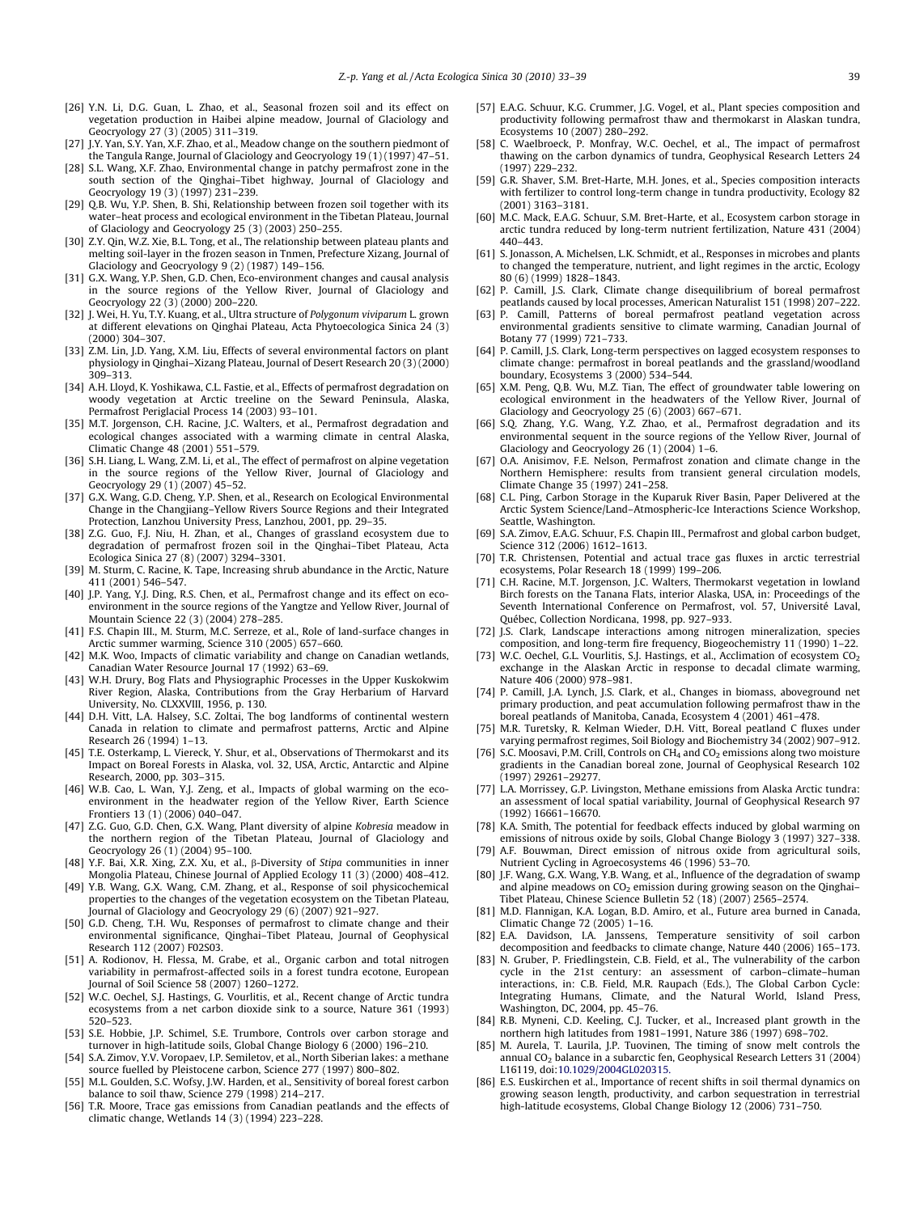[26] Y.N. Li, D.G. Guan, L. Zhao, et al., Seasonal frozen soil and its effect on vegetation production in Haibei alpine meadow, Journal of Glaciology and Geocryology 27 (3) (2005) 311–319.

[27] J.Y. Yan, S.Y. Yan, X.F. Zhao, et al., Meadow change on the southern piedmont of the Tangula Range, Journal of Glaciology and Geocryology 19 (1) (1997) 47–51.

[28] S.L. Wang, X.F. Zhao, Environmental change in patchy permafrost zone in the south section of the Qinghai–Tibet highway, Journal of Glaciology and Geocryology 19 (3) (1997) 231–239.

[29] Q.B. Wu, Y.P. Shen, B. Shi, Relationship between frozen soil together with its water–heat process and ecological environment in the Tibetan Plateau, Journal of Glaciology and Geocryology 25 (3) (2003) 250–255.

[30] Z.Y. Qin, W.Z. Xie, B.L. Tong, et al., The relationship between plateau plants and melting soil-layer in the frozen season in Tnmen, Prefecture Xizang, Journal of Glaciology and Geocryology 9 (2) (1987) 149–156.

[31] G.X. Wang, Y.P. Shen, G.D. Chen, Eco-environment changes and causal analysis in the source regions of the Yellow River, Journal of Glaciology and Geocryology 22 (3) (2000) 200–220.

[32] J. Wei, H. Yu, T.Y. Kuang, et al., Ultra structure of *Polygonum viviparum* L. grown at different elevations on Qinghai Plateau, Acta Phytoecologica Sinica 24 (3) (2000) 304–307.

[33] Z.M. Lin, J.D. Yang, X.M. Liu, Effects of several environmental factors on plant physiology in Qinghai–Xizang Plateau, Journal of Desert Research 20 (3) (2000) 309–313.

[34] A.H. Lloyd, K. Yoshikawa, C.L. Fastie, et al., Effects of permafrost degradation on woody vegetation at Arctic treeline on the Seward Peninsula, Alaska, Permafrost Periglacial Process 14 (2003) 93–101.

[35] M.T. Jorgenson, C.H. Racine, J.C. Walters, et al., Permafrost degradation and ecological changes associated with a warming climate in central Alaska, Climatic Change 48 (2001) 551–579.

[36] S.H. Liang, L. Wang, Z.M. Li, et al., The effect of permafrost on alpine vegetation in the source regions of the Yellow River, Journal of Glaciology and Geocryology 29 (1) (2007) 45–52.

[37] G.X. Wang, G.D. Cheng, Y.P. Shen, et al., Research on Ecological Environmental Change in the Changjiang–Yellow Rivers Source Regions and their Integrated Protection, Lanzhou University Press, Lanzhou, 2001, pp. 29–35.

[38] Z.G. Guo, F.J. Niu, H. Zhan, et al., Changes of grassland ecosystem due to degradation of permafrost frozen soil in the Qinghai–Tibet Plateau, Acta Ecologica Sinica 27 (8) (2007) 3294–3301.

[39] M. Sturm, C. Racine, K. Tape, Increasing shrub abundance in the Arctic, Nature 411 (2001) 546–547.

[40] J.P. Yang, Y.J. Ding, R.S. Chen, et al., Permafrost change and its effect on eco-environment in the source regions of the Yangtze and Yellow River, Journal of Mountain Science 22 (3) (2004) 278–285.

[41] F.S. Chapin III., M. Sturm, M.C. Serreze, et al., Role of land-surface changes in Arctic summer warming, Science 310 (2005) 657–660.

[42] M.K. Woo, Impacts of climatic variability and change on Canadian wetlands, Canadian Water Resource Journal 17 (1992) 63–69.

[43] W.H. Drury, Bog Flats and Physiographic Processes in the Upper Kuskokwim River Region, Alaska, Contributions from the Gray Herbarium of Harvard University, No. CLXXVIII, 1956, p. 130.

[44] D.H. Vitt, L.A. Halsey, S.C. Zoltai, The bog landforms of continental western Canada in relation to climate and permafrost patterns, Arctic and Alpine Research 26 (1994) 1–13.

[45] T.E. Osterkamp, L. Viereck, Y. Shur, et al., Observations of Thermokarst and its Impact on Boreal Forests in Alaska, vol. 32, USA, Arctic, Antarctic and Alpine Research, 2000, pp. 303–315.

[46] W.B. Cao, L. Wan, Y.J. Zeng, et al., Impacts of global warming on the eco-environment in the headwater region of the Yellow River, Earth Science Frontiers 13 (1) (2006) 040–047.

[47] Z.G. Guo, G.D. Chen, G.X. Wang, Plant diversity of alpine *Kobresia* meadow in the northern region of the Tibetan Plateau, Journal of Glaciology and Geocryology 26 (1) (2004) 95–100.

[48] Y.F. Bai, X.R. Xing, Z.X. Xu, et al., β-Diversity of *Stipa* communities in inner Mongolia Plateau, Chinese Journal of Applied Ecology 11 (3) (2000) 408–412.

[49] Y.B. Wang, G.X. Wang, C.M. Zhang, et al., Response of soil physicochemical properties to the changes of the vegetation ecosystem on the Tibetan Plateau, Journal of Glaciology and Geocryology 29 (6) (2007) 921–927.

[50] G.D. Cheng, T.H. Wu, Responses of permafrost to climate change and their environmental significance, Qinghai–Tibet Plateau, Journal of Geophysical Research 112 (2007) F02S03.

[51] A. Rodionov, H. Flessa, M. Grabe, et al., Organic carbon and total nitrogen variability in permafrost-affected soils in a forest tundra ecotone, European Journal of Soil Science 58 (2007) 1260–1272.

[52] W.C. Oechel, S.J. Hastings, G. Vourlitis, et al., Recent change of Arctic tundra ecosystems from a net carbon dioxide sink to a source, Nature 361 (1993) 520–523.

[53] S.E. Hobbie, J.P. Schimel, S.E. Trumbore, Controls over carbon storage and turnover in high-latitude soils, Global Change Biology 6 (2000) 196–210.

[54] S.A. Zimov, Y.V. Voropaev, I.P. Semiletov, et al., North Siberian lakes: a methane source fuelled by Pleistocene carbon, Science 277 (1997) 800–802.

[55] M.L. Goulden, S.C. Wofsy, J.W. Harden, et al., Sensitivity of boreal forest carbon balance to soil thaw, Science 279 (1998) 214–217.

[56] T.R. Moore, Trace gas emissions from Canadian peatlands and the effects of climatic change, Wetlands 14 (3) (1994) 223–228.

[57] E.A.G. Schuur, K.G. Crummer, J.G. Vogel, et al., Plant species composition and productivity following permafrost thaw and thermokarst in Alaskan tundra, Ecosystems 10 (2007) 280–292.

[58] C. Waelbroeck, P. Monfray, W.C. Oechel, et al., The impact of permafrost thawing on the carbon dynamics of tundra, Geophysical Research Letters 24 (1997) 229–232.

[59] G.R. Shaver, S.M. Bret-Harte, M.H. Jones, et al., Species composition interacts with fertilizer to control long-term change in tundra productivity, Ecology 82 (2001) 3163–3181.

[60] M.C. Mack, E.A.G. Schuur, S.M. Bret-Harte, et al., Ecosystem carbon storage in arctic tundra reduced by long-term nutrient fertilization, Nature 431 (2004) 440–443.

[61] S. Jonasson, A. Michelsen, L.K. Schmidt, et al., Responses in microbes and plants to changed the temperature, nutrient, and light regimes in the arctic, Ecology 80 (6) (1999) 1828–1843.

[62] P. Camill, J.S. Clark, Climate change disequilibrium of boreal permafrost peatlands caused by local processes, American Naturalist 151 (1998) 207–222.

[63] P. Camill, Patterns of boreal permafrost peatland vegetation across environmental gradients sensitive to climate warming, Canadian Journal of Botany 77 (1999) 721–733.

[64] P. Camill, J.S. Clark, Long-term perspectives on lagged ecosystem responses to climate change: permafrost in boreal peatlands and the grassland/woodland boundary, Ecosystems 3 (2000) 534–544.

[65] X.M. Peng, Q.B. Wu, M.Z. Tian, The effect of groundwater table lowering on ecological environment in the headwaters of the Yellow River, Journal of Glaciology and Geocryology 25 (6) (2003) 667–671.

[66] S.Q. Zhang, Y.G. Wang, Y.Z. Zhao, et al., Permafrost degradation and its environmental sequent in the source regions of the Yellow River, Journal of Glaciology and Geocryology 26 (1) (2004) 1–6.

[67] O.A. Anisimov, F.E. Nelson, Permafrost zonation and climate change in the Northern Hemisphere: results from transient general circulation models, Climate Change 35 (1997) 241–258.

[68] C.L. Ping, Carbon Storage in the Kuparuk River Basin, Paper Delivered at the Arctic System Science/Land–Atmospheric-Ice Interactions Science Workshop, Seattle, Washington.

[69] S.A. Zimov, E.A.G. Schuur, F.S. Chapin III., Permafrost and global carbon budget, Science 312 (2006) 1612–1613.

[70] T.R. Christensen, Potential and actual trace gas fluxes in arctic terrestrial ecosystems, Polar Research 18 (1999) 199–206.

[71] C.H. Racine, M.T. Jorgenson, J.C. Walters, Thermokarst vegetation in lowland Birch forests on the Tanana Flats, interior Alaska, USA, in: Proceedings of the Seventh International Conference on Permafrost, vol. 57, Université Laval, Québec, Collection Nordicana, 1998, pp. 927–933.

[72] J.S. Clark, Landscape interactions among nitrogen mineralization, species composition, and long-term fire frequency, Biogeochemistry 11 (1990) 1–22.

[73] W.C. Oechel, G.L. Vourlitis, S.J. Hastings, et al., Acclimation of ecosystem $CO_2$ exchange in the Alaskan Arctic in response to decadal climate warming, Nature 406 (2000) 978–981.

[74] P. Camill, J.A. Lynch, J.S. Clark, et al., Changes in biomass, aboveground net primary production, and peat accumulation following permafrost thaw in the boreal peatlands of Manitoba, Canada, Ecosystem 4 (2001) 461–478.

[75] M.R. Turetsky, R. Kelman Wieder, D.H. Vitt, Boreal peatland C fluxes under varying permafrost regimes, Soil Biology and Biochemistry 34 (2002) 907–912.

[76] S.C. Moosavi, P.M. Crill, Controls on $CH_4$ and $CO_2$ emissions along two moisture gradients in the Canadian boreal zone, Journal of Geophysical Research 102 (1997) 29261–29277.

[77] L.A. Morrissey, G.P. Livingston, Methane emissions from Alaska Arctic tundra: an assessment of local spatial variability, Journal of Geophysical Research 97 (1992) 16661–16670.

[78] K.A. Smith, The potential for feedback effects induced by global warming on emissions of nitrous oxide by soils, Global Change Biology 3 (1997) 327–338.

[79] A.F. Bouwman, Direct emission of nitrous oxide from agricultural soils, Nutrient Cycling in Agroecosystems 46 (1996) 53–70.

[80] J.F. Wang, G.X. Wang, Y.B. Wang, et al., Influence of the degradation of swamp and alpine meadows on $CO_2$ emission during growing season on the Qinghai–Tibet Plateau, Chinese Science Bulletin 52 (18) (2007) 2565–2574.

[81] M.D. Flannigan, K.A. Logan, B.D. Amiro, et al., Future area burned in Canada, Climatic Change 72 (2005) 1–16.

[82] E.A. Davidson, I.A. Janssens, Temperature sensitivity of soil carbon decomposition and feedbacks to climate change, Nature 440 (2006) 165–173.

[83] N. Gruber, P. Friedlingstein, C.B. Field, et al., The vulnerability of the carbon cycle in the 21st century: an assessment of carbon–climate–human interactions, in: C.B. Field, M.R. Raupach (Eds.), The Global Carbon Cycle: Integrating Humans, Climate, and the Natural World, Island Press, Washington, DC, 2004, pp. 45–76.

[84] R.B. Myneni, C.D. Keeling, C.J. Tucker, et al., Increased plant growth in the northern high latitudes from 1981–1991, Nature 386 (1997) 698–702.

[85] M. Aurela, T. Laurila, J.P. Tuovinen, The timing of snow melt controls the annual $CO_2$ balance in a subarctic fen, Geophysical Research Letters 31 (2004) L16119, doi:10.1029/2004GL020315.

[86] E.S. Euskirchen et al., Importance of recent shifts in soil thermal dynamics on growing season length, productivity, and carbon sequestration in terrestrial high-latitude ecosystems, Global Change Biology 12 (2006) 731–750.